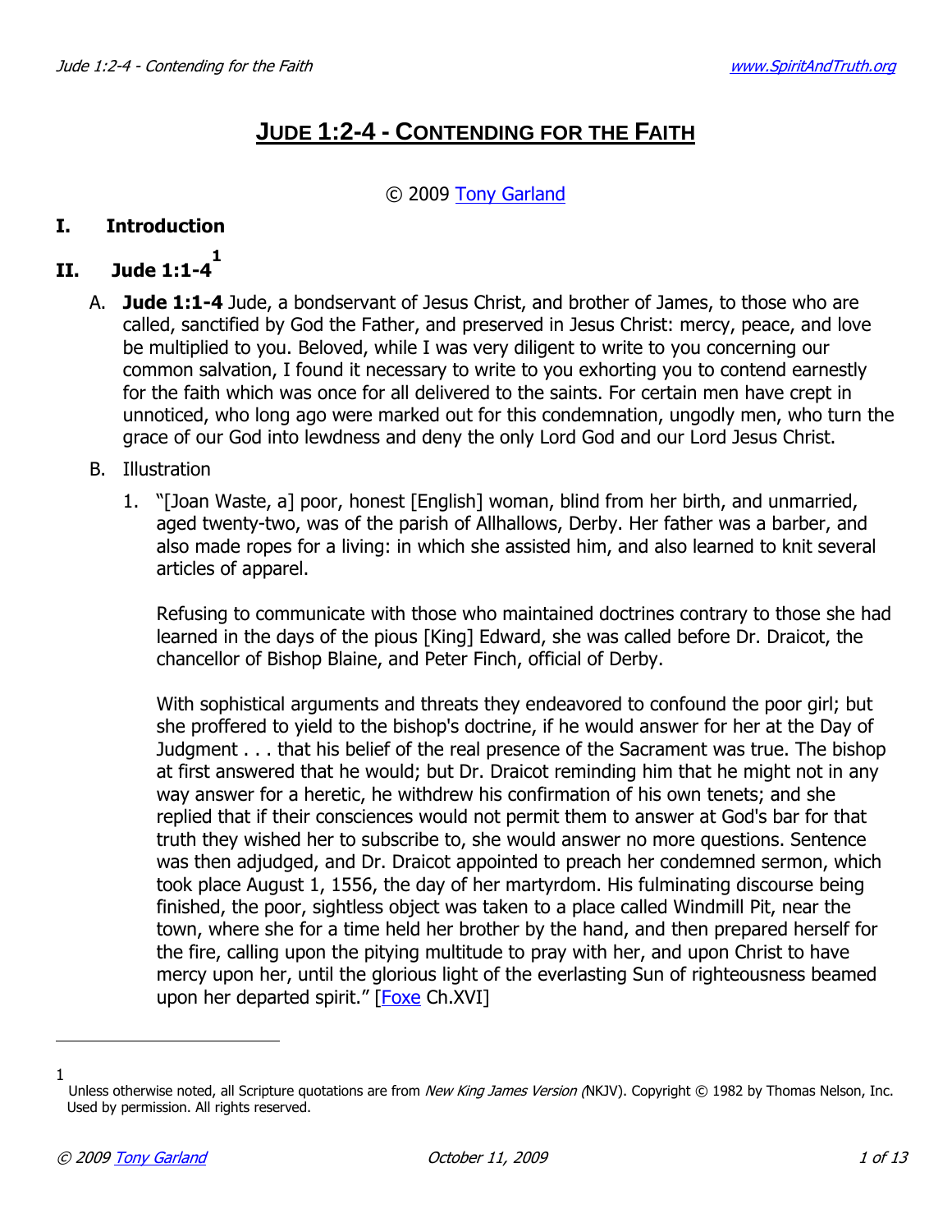# JUDE 1:2-4 - CONTENDING FOR THE FAITH

© 2009 Tony Garland

## I. Introduction

## II. Jude 1:1-4[1]

A. **Jude 1:1-4** Jude, a bondservant of Jesus Christ, and brother of James, to those who are called, sanctified by God the Father, and preserved in Jesus Christ: mercy, peace, and love be multiplied to you. Beloved, while I was very diligent to write to you concerning our common salvation, I found it necessary to write to you exhorting you to contend earnestly for the faith which was once for all delivered to the saints. For certain men have crept in unnoticed, who long ago were marked out for this condemnation, ungodly men, who turn the grace of our God into lewdness and deny the only Lord God and our Lord Jesus Christ.

B. Illustration

1. "[Joan Waste, a] poor, honest [English] woman, blind from her birth, and unmarried, aged twenty-two, was of the parish of Allhallows, Derby. Her father was a barber, and also made ropes for a living: in which she assisted him, and also learned to knit several articles of apparel.

   Refusing to communicate with those who maintained doctrines contrary to those she had learned in the days of the pious [King] Edward, she was called before Dr. Draicot, the chancellor of Bishop Blaine, and Peter Finch, official of Derby.

   With sophistical arguments and threats they endeavored to confound the poor girl; but she proffered to yield to the bishop's doctrine, if he would answer for her at the Day of Judgment . . . that his belief of the real presence of the Sacrament was true. The bishop at first answered that he would; but Dr. Draicot reminding him that he might not in any way answer for a heretic, he withdrew his confirmation of his own tenets; and she replied that if their consciences would not permit them to answer at God's bar for that truth they wished her to subscribe to, she would answer no more questions. Sentence was then adjudged, and Dr. Draicot appointed to preach her condemned sermon, which took place August 1, 1556, the day of her martyrdom. His fulminating discourse being finished, the poor, sightless object was taken to a place called Windmill Pit, near the town, where she for a time held her brother by the hand, and then prepared herself for the fire, calling upon the pitying multitude to pray with her, and upon Christ to have mercy upon her, until the glorious light of the everlasting Sun of righteousness beamed upon her departed spirit." [Foxe Ch.XVI]

---

[1] Unless otherwise noted, all Scripture quotations are from *New King James Version (*NKJV). Copyright © 1982 by Thomas Nelson, Inc. Used by permission. All rights reserved.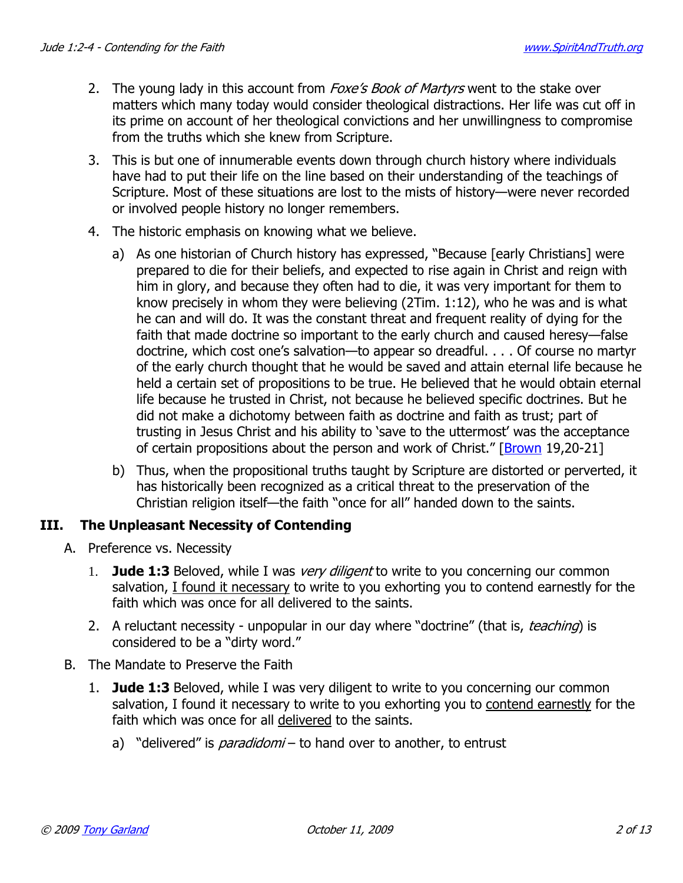2. The young lady in this account from *Foxe's Book of Martyrs* went to the stake over matters which many today would consider theological distractions. Her life was cut off in its prime on account of her theological convictions and her unwillingness to compromise from the truths which she knew from Scripture.

3. This is but one of innumerable events down through church history where individuals have had to put their life on the line based on their understanding of the teachings of Scripture. Most of these situations are lost to the mists of history—were never recorded or involved people history no longer remembers.

4. The historic emphasis on knowing what we believe.

   a) As one historian of Church history has expressed, "Because [early Christians] were prepared to die for their beliefs, and expected to rise again in Christ and reign with him in glory, and because they often had to die, it was very important for them to know precisely in whom they were believing (2Tim. 1:12), who he was and is what he can and will do. It was the constant threat and frequent reality of dying for the faith that made doctrine so important to the early church and caused heresy—false doctrine, which cost one's salvation—to appear so dreadful. . . . Of course no martyr of the early church thought that he would be saved and attain eternal life because he held a certain set of propositions to be true. He believed that he would obtain eternal life because he trusted in Christ, not because he believed specific doctrines. But he did not make a dichotomy between faith as doctrine and faith as trust; part of trusting in Jesus Christ and his ability to 'save to the uttermost' was the acceptance of certain propositions about the person and work of Christ." [Brown 19,20-21]

   b) Thus, when the propositional truths taught by Scripture are distorted or perverted, it has historically been recognized as a critical threat to the preservation of the Christian religion itself—the faith "once for all" handed down to the saints.

## III. The Unpleasant Necessity of Contending

A. Preference vs. Necessity

1. **Jude 1:3** Beloved, while I was *very diligent* to write to you concerning our common salvation, <u>I found it necessary</u> to write to you exhorting you to contend earnestly for the faith which was once for all delivered to the saints.

2. A reluctant necessity - unpopular in our day where "doctrine" (that is, *teaching*) is considered to be a "dirty word."

B. The Mandate to Preserve the Faith

1. **Jude 1:3** Beloved, while I was very diligent to write to you concerning our common salvation, I found it necessary to write to you exhorting you to <u>contend earnestly</u> for the faith which was once for all <u>delivered</u> to the saints.

   a) "delivered" is *paradidomi* – to hand over to another, to entrust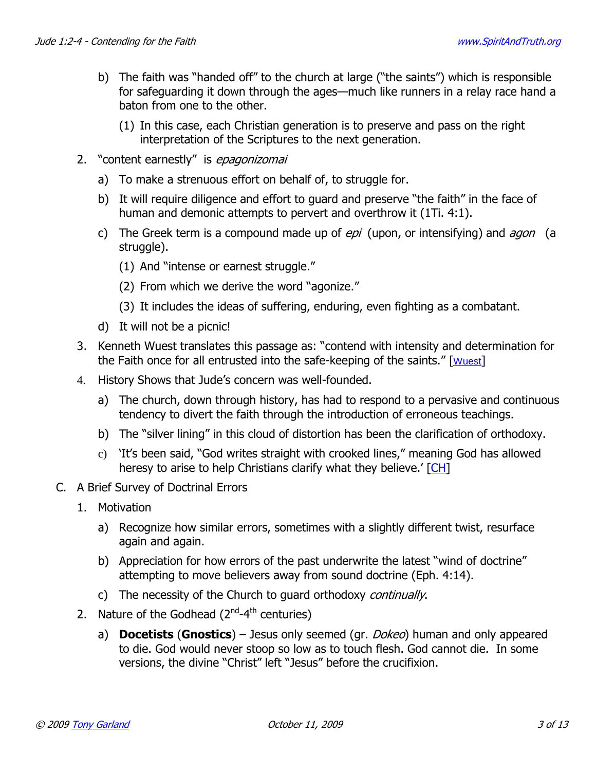b) The faith was "handed off" to the church at large ("the saints") which is responsible for safeguarding it down through the ages—much like runners in a relay race hand a baton from one to the other.

   (1) In this case, each Christian generation is to preserve and pass on the right interpretation of the Scriptures to the next generation.

2. "content earnestly" is *epagonizomai*

   a) To make a strenuous effort on behalf of, to struggle for.

   b) It will require diligence and effort to guard and preserve "the faith" in the face of human and demonic attempts to pervert and overthrow it (1Ti. 4:1).

   c) The Greek term is a compound made up of *epi* (upon, or intensifying) and *agon* (a struggle).

      (1) And "intense or earnest struggle."

      (2) From which we derive the word "agonize."

      (3) It includes the ideas of suffering, enduring, even fighting as a combatant.

   d) It will not be a picnic!

3. Kenneth Wuest translates this passage as: "contend with intensity and determination for the Faith once for all entrusted into the safe-keeping of the saints." [Wuest]

4. History Shows that Jude's concern was well-founded.

   a) The church, down through history, has had to respond to a pervasive and continuous tendency to divert the faith through the introduction of erroneous teachings.

   b) The "silver lining" in this cloud of distortion has been the clarification of orthodoxy.

   c) 'It's been said, "God writes straight with crooked lines," meaning God has allowed heresy to arise to help Christians clarify what they believe.' [CH]

C. A Brief Survey of Doctrinal Errors

1. Motivation

   a) Recognize how similar errors, sometimes with a slightly different twist, resurface again and again.

   b) Appreciation for how errors of the past underwrite the latest "wind of doctrine" attempting to move believers away from sound doctrine (Eph. 4:14).

   c) The necessity of the Church to guard orthodoxy *continually*.

2. Nature of the Godhead (2nd-4th centuries)

   a) **Docetists** (**Gnostics**) – Jesus only seemed (gr. *Dokeo*) human and only appeared to die. God would never stoop so low as to touch flesh. God cannot die. In some versions, the divine "Christ" left "Jesus" before the crucifixion.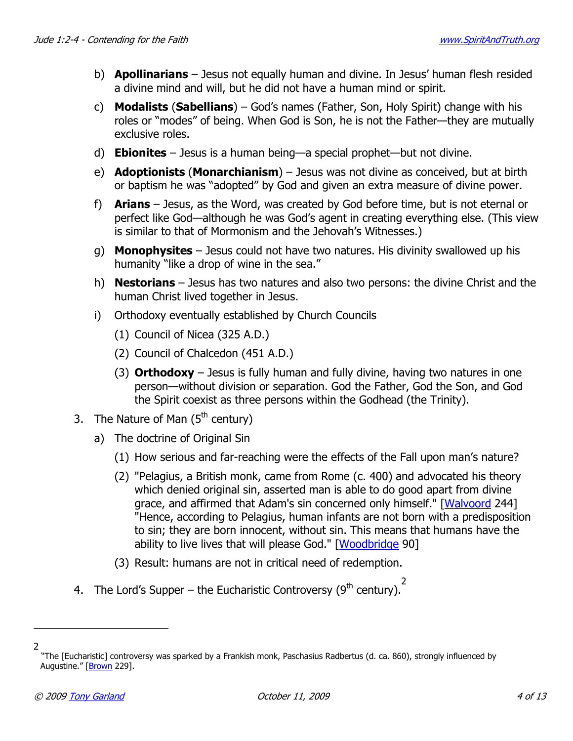b) **Apollinarians** – Jesus not equally human and divine. In Jesus' human flesh resided a divine mind and will, but he did not have a human mind or spirit.

c) **Modalists** (**Sabellians**) – God's names (Father, Son, Holy Spirit) change with his roles or "modes" of being. When God is Son, he is not the Father—they are mutually exclusive roles.

d) **Ebionites** – Jesus is a human being—a special prophet—but not divine.

e) **Adoptionists** (**Monarchianism**) – Jesus was not divine as conceived, but at birth or baptism he was "adopted" by God and given an extra measure of divine power.

f) **Arians** – Jesus, as the Word, was created by God before time, but is not eternal or perfect like God—although he was God's agent in creating everything else. (This view is similar to that of Mormonism and the Jehovah's Witnesses.)

g) **Monophysites** – Jesus could not have two natures. His divinity swallowed up his humanity "like a drop of wine in the sea."

h) **Nestorians** – Jesus has two natures and also two persons: the divine Christ and the human Christ lived together in Jesus.

i) Orthodoxy eventually established by Church Councils

   (1) Council of Nicea (325 A.D.)

   (2) Council of Chalcedon (451 A.D.)

   (3) **Orthodoxy** – Jesus is fully human and fully divine, having two natures in one person—without division or separation. God the Father, God the Son, and God the Spirit coexist as three persons within the Godhead (the Trinity).

3. The Nature of Man (5th century)

   a) The doctrine of Original Sin

      (1) How serious and far-reaching were the effects of the Fall upon man's nature?

      (2) "Pelagius, a British monk, came from Rome (c. 400) and advocated his theory which denied original sin, asserted man is able to do good apart from divine grace, and affirmed that Adam's sin concerned only himself." [Walvoord 244] "Hence, according to Pelagius, human infants are not born with a predisposition to sin; they are born innocent, without sin. This means that humans have the ability to live lives that will please God." [Woodbridge 90]

      (3) Result: humans are not in critical need of redemption.

4. The Lord's Supper – the Eucharistic Controversy (9th century).[2]

---

[2] "The [Eucharistic] controversy was sparked by a Frankish monk, Paschasius Radbertus (d. ca. 860), strongly influenced by Augustine." [Brown 229].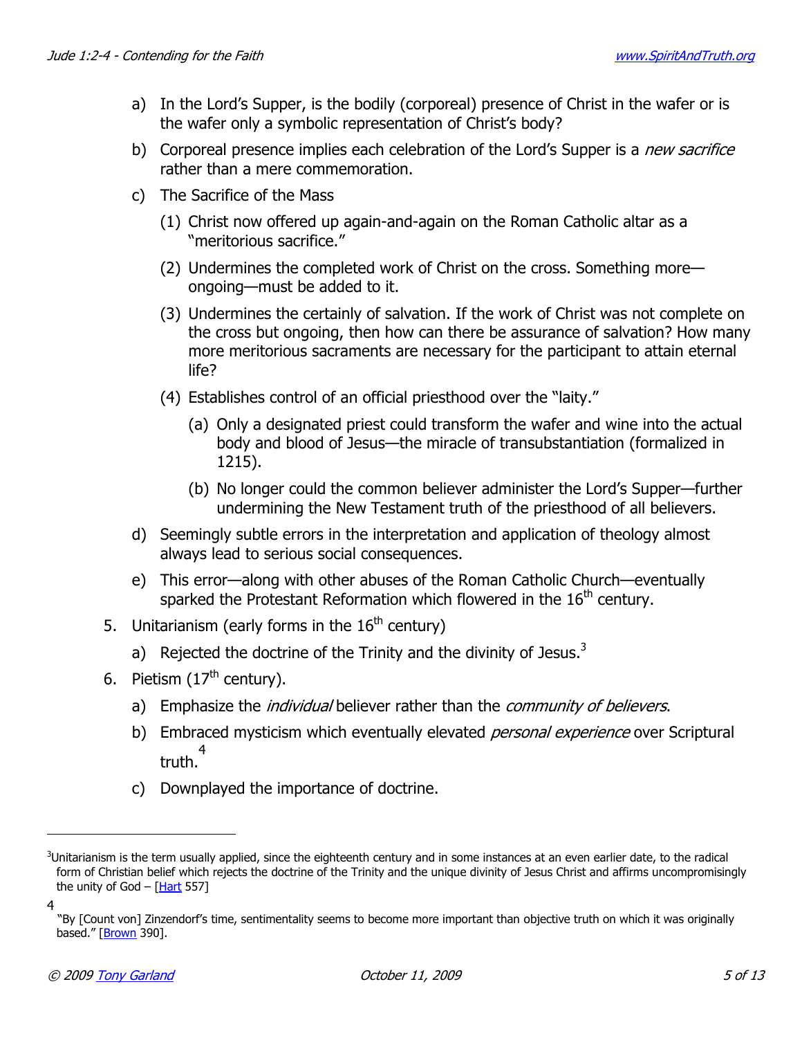a) In the Lord's Supper, is the bodily (corporeal) presence of Christ in the wafer or is the wafer only a symbolic representation of Christ's body?

b) Corporeal presence implies each celebration of the Lord's Supper is a *new sacrifice* rather than a mere commemoration.

c) The Sacrifice of the Mass

  (1) Christ now offered up again-and-again on the Roman Catholic altar as a "meritorious sacrifice."

  (2) Undermines the completed work of Christ on the cross. Something more—ongoing—must be added to it.

  (3) Undermines the certainly of salvation. If the work of Christ was not complete on the cross but ongoing, then how can there be assurance of salvation? How many more meritorious sacraments are necessary for the participant to attain eternal life?

  (4) Establishes control of an official priesthood over the "laity."

    (a) Only a designated priest could transform the wafer and wine into the actual body and blood of Jesus—the miracle of transubstantiation (formalized in 1215).

    (b) No longer could the common believer administer the Lord's Supper—further undermining the New Testament truth of the priesthood of all believers.

d) Seemingly subtle errors in the interpretation and application of theology almost always lead to serious social consequences.

e) This error—along with other abuses of the Roman Catholic Church—eventually sparked the Protestant Reformation which flowered in the 16th century.

5. Unitarianism (early forms in the 16th century)

  a) Rejected the doctrine of the Trinity and the divinity of Jesus.[3]

6. Pietism (17th century).

  a) Emphasize the *individual* believer rather than the *community of believers*.

  b) Embraced mysticism which eventually elevated *personal experience* over Scriptural truth.[4]

  c) Downplayed the importance of doctrine.

---

[3] Unitarianism is the term usually applied, since the eighteenth century and in some instances at an even earlier date, to the radical form of Christian belief which rejects the doctrine of the Trinity and the unique divinity of Jesus Christ and affirms uncompromisingly the unity of God – [Hart 557]

[4] "By [Count von] Zinzendorf's time, sentimentality seems to become more important than objective truth on which it was originally based." [Brown 390].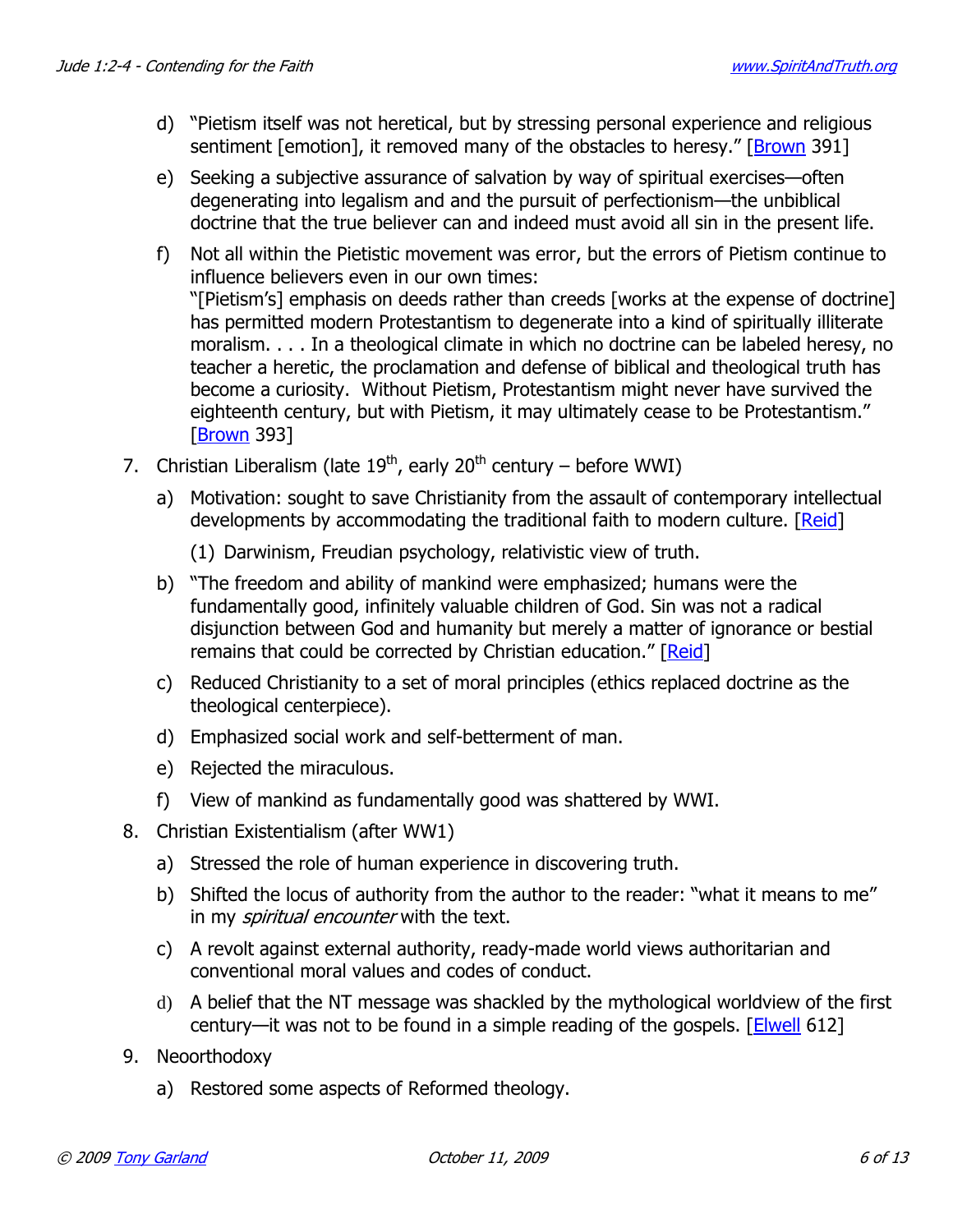d) "Pietism itself was not heretical, but by stressing personal experience and religious sentiment [emotion], it removed many of the obstacles to heresy." [Brown 391]

e) Seeking a subjective assurance of salvation by way of spiritual exercises—often degenerating into legalism and and the pursuit of perfectionism—the unbiblical doctrine that the true believer can and indeed must avoid all sin in the present life.

f) Not all within the Pietistic movement was error, but the errors of Pietism continue to influence believers even in our own times:
"[Pietism's] emphasis on deeds rather than creeds [works at the expense of doctrine] has permitted modern Protestantism to degenerate into a kind of spiritually illiterate moralism. . . . In a theological climate in which no doctrine can be labeled heresy, no teacher a heretic, the proclamation and defense of biblical and theological truth has become a curiosity. Without Pietism, Protestantism might never have survived the eighteenth century, but with Pietism, it may ultimately cease to be Protestantism." [Brown 393]

7. Christian Liberalism (late 19th, early 20th century – before WWI)

   a) Motivation: sought to save Christianity from the assault of contemporary intellectual developments by accommodating the traditional faith to modern culture. [Reid]

      (1) Darwinism, Freudian psychology, relativistic view of truth.

   b) "The freedom and ability of mankind were emphasized; humans were the fundamentally good, infinitely valuable children of God. Sin was not a radical disjunction between God and humanity but merely a matter of ignorance or bestial remains that could be corrected by Christian education." [Reid]

   c) Reduced Christianity to a set of moral principles (ethics replaced doctrine as the theological centerpiece).

   d) Emphasized social work and self-betterment of man.

   e) Rejected the miraculous.

   f) View of mankind as fundamentally good was shattered by WWI.

8. Christian Existentialism (after WW1)

   a) Stressed the role of human experience in discovering truth.

   b) Shifted the locus of authority from the author to the reader: "what it means to me" in my *spiritual encounter* with the text.

   c) A revolt against external authority, ready-made world views authoritarian and conventional moral values and codes of conduct.

   d) A belief that the NT message was shackled by the mythological worldview of the first century—it was not to be found in a simple reading of the gospels. [Elwell 612]

9. Neoorthodoxy

   a) Restored some aspects of Reformed theology.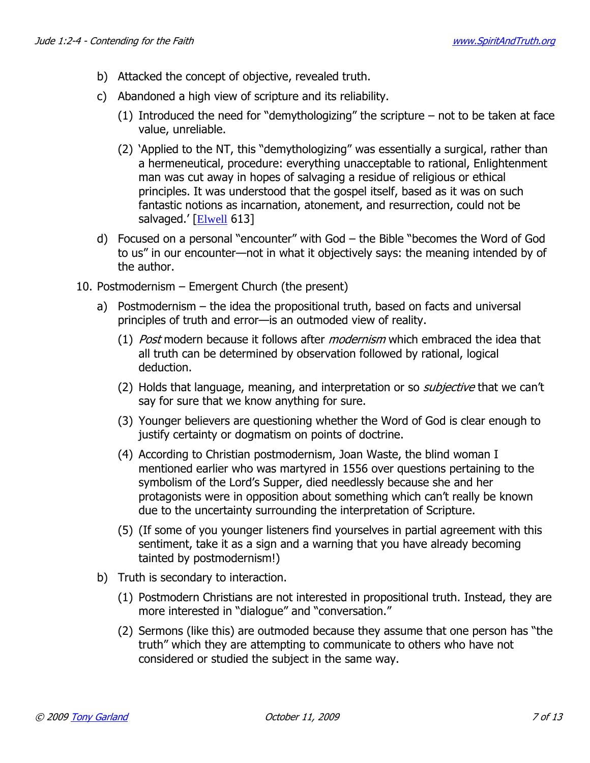b) Attacked the concept of objective, revealed truth.

c) Abandoned a high view of scripture and its reliability.

(1) Introduced the need for "demythologizing" the scripture – not to be taken at face value, unreliable.

(2) 'Applied to the NT, this "demythologizing" was essentially a surgical, rather than a hermeneutical, procedure: everything unacceptable to rational, Enlightenment man was cut away in hopes of salvaging a residue of religious or ethical principles. It was understood that the gospel itself, based as it was on such fantastic notions as incarnation, atonement, and resurrection, could not be salvaged.' [Elwell 613]

d) Focused on a personal "encounter" with God – the Bible "becomes the Word of God to us" in our encounter—not in what it objectively says: the meaning intended by of the author.

10. Postmodernism – Emergent Church (the present)

a) Postmodernism – the idea the propositional truth, based on facts and universal principles of truth and error—is an outmoded view of reality.

(1) *Post* modern because it follows after *modernism* which embraced the idea that all truth can be determined by observation followed by rational, logical deduction.

(2) Holds that language, meaning, and interpretation or so *subjective* that we can't say for sure that we know anything for sure.

(3) Younger believers are questioning whether the Word of God is clear enough to justify certainty or dogmatism on points of doctrine.

(4) According to Christian postmodernism, Joan Waste, the blind woman I mentioned earlier who was martyred in 1556 over questions pertaining to the symbolism of the Lord's Supper, died needlessly because she and her protagonists were in opposition about something which can't really be known due to the uncertainty surrounding the interpretation of Scripture.

(5) (If some of you younger listeners find yourselves in partial agreement with this sentiment, take it as a sign and a warning that you have already becoming tainted by postmodernism!)

b) Truth is secondary to interaction.

(1) Postmodern Christians are not interested in propositional truth. Instead, they are more interested in "dialogue" and "conversation."

(2) Sermons (like this) are outmoded because they assume that one person has "the truth" which they are attempting to communicate to others who have not considered or studied the subject in the same way.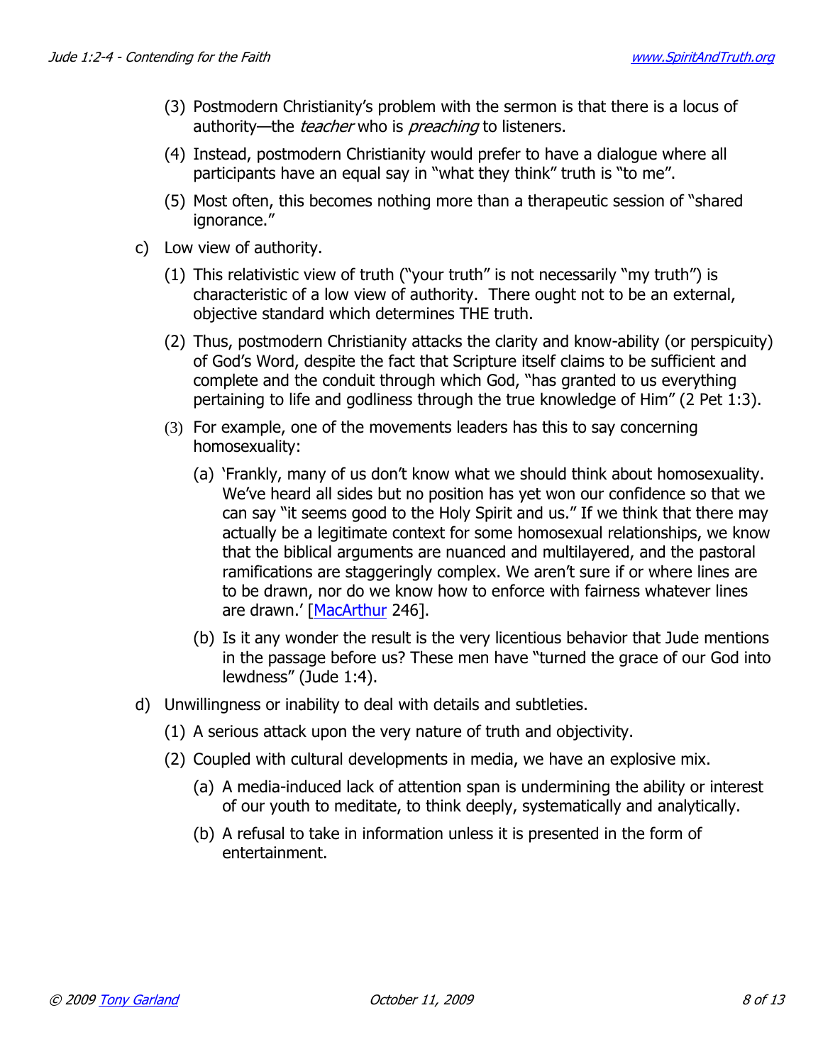(3) Postmodern Christianity's problem with the sermon is that there is a locus of authority—the *teacher* who is *preaching* to listeners.

(4) Instead, postmodern Christianity would prefer to have a dialogue where all participants have an equal say in "what they think" truth is "to me".

(5) Most often, this becomes nothing more than a therapeutic session of "shared ignorance."

c) Low view of authority.

(1) This relativistic view of truth ("your truth" is not necessarily "my truth") is characteristic of a low view of authority. There ought not to be an external, objective standard which determines THE truth.

(2) Thus, postmodern Christianity attacks the clarity and know-ability (or perspicuity) of God's Word, despite the fact that Scripture itself claims to be sufficient and complete and the conduit through which God, "has granted to us everything pertaining to life and godliness through the true knowledge of Him" (2 Pet 1:3).

(3) For example, one of the movements leaders has this to say concerning homosexuality:

(a) 'Frankly, many of us don't know what we should think about homosexuality. We've heard all sides but no position has yet won our confidence so that we can say "it seems good to the Holy Spirit and us." If we think that there may actually be a legitimate context for some homosexual relationships, we know that the biblical arguments are nuanced and multilayered, and the pastoral ramifications are staggeringly complex. We aren't sure if or where lines are to be drawn, nor do we know how to enforce with fairness whatever lines are drawn.' [MacArthur 246].

(b) Is it any wonder the result is the very licentious behavior that Jude mentions in the passage before us? These men have "turned the grace of our God into lewdness" (Jude 1:4).

d) Unwillingness or inability to deal with details and subtleties.

(1) A serious attack upon the very nature of truth and objectivity.

(2) Coupled with cultural developments in media, we have an explosive mix.

(a) A media-induced lack of attention span is undermining the ability or interest of our youth to meditate, to think deeply, systematically and analytically.

(b) A refusal to take in information unless it is presented in the form of entertainment.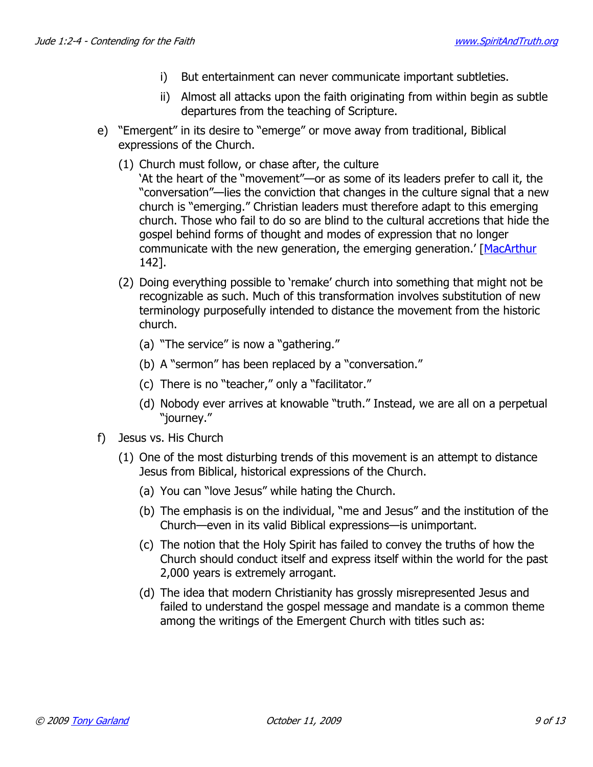i) But entertainment can never communicate important subtleties.

ii) Almost all attacks upon the faith originating from within begin as subtle departures from the teaching of Scripture.

e) "Emergent" in its desire to "emerge" or move away from traditional, Biblical expressions of the Church.

(1) Church must follow, or chase after, the culture
'At the heart of the "movement"—or as some of its leaders prefer to call it, the "conversation"—lies the conviction that changes in the culture signal that a new church is "emerging." Christian leaders must therefore adapt to this emerging church. Those who fail to do so are blind to the cultural accretions that hide the gospel behind forms of thought and modes of expression that no longer communicate with the new generation, the emerging generation.' [MacArthur 142].

(2) Doing everything possible to 'remake' church into something that might not be recognizable as such. Much of this transformation involves substitution of new terminology purposefully intended to distance the movement from the historic church.

(a) "The service" is now a "gathering."

(b) A "sermon" has been replaced by a "conversation."

(c) There is no "teacher," only a "facilitator."

(d) Nobody ever arrives at knowable "truth." Instead, we are all on a perpetual "journey."

f) Jesus vs. His Church

(1) One of the most disturbing trends of this movement is an attempt to distance Jesus from Biblical, historical expressions of the Church.

(a) You can "love Jesus" while hating the Church.

(b) The emphasis is on the individual, "me and Jesus" and the institution of the Church—even in its valid Biblical expressions—is unimportant.

(c) The notion that the Holy Spirit has failed to convey the truths of how the Church should conduct itself and express itself within the world for the past 2,000 years is extremely arrogant.

(d) The idea that modern Christianity has grossly misrepresented Jesus and failed to understand the gospel message and mandate is a common theme among the writings of the Emergent Church with titles such as: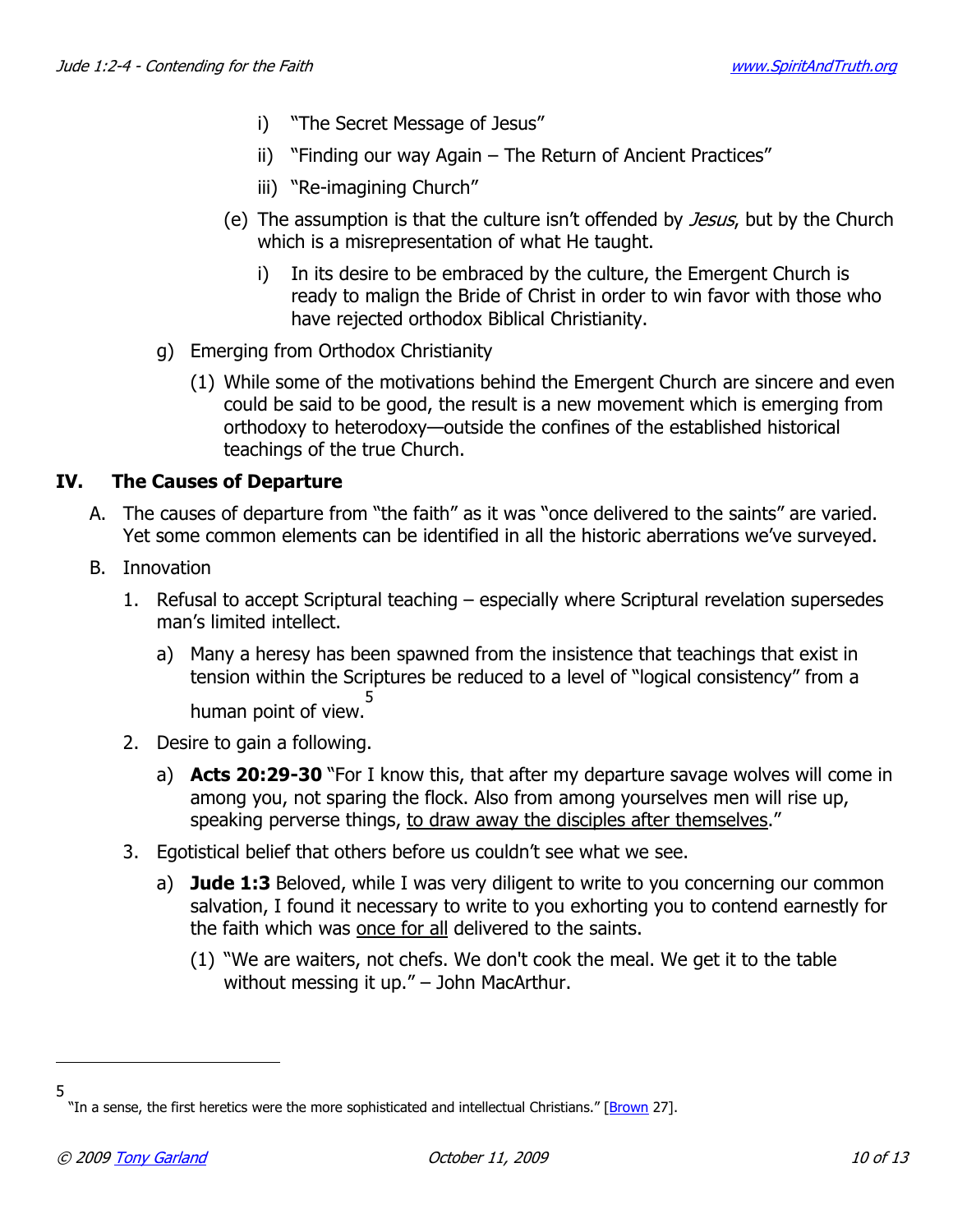i) "The Secret Message of Jesus"

ii) "Finding our way Again – The Return of Ancient Practices"

iii) "Re-imagining Church"

(e) The assumption is that the culture isn't offended by *Jesus*, but by the Church which is a misrepresentation of what He taught.

i) In its desire to be embraced by the culture, the Emergent Church is ready to malign the Bride of Christ in order to win favor with those who have rejected orthodox Biblical Christianity.

g) Emerging from Orthodox Christianity

(1) While some of the motivations behind the Emergent Church are sincere and even could be said to be good, the result is a new movement which is emerging from orthodoxy to heterodoxy—outside the confines of the established historical teachings of the true Church.

## IV. The Causes of Departure

A. The causes of departure from "the faith" as it was "once delivered to the saints" are varied. Yet some common elements can be identified in all the historic aberrations we've surveyed.

B. Innovation

1. Refusal to accept Scriptural teaching – especially where Scriptural revelation supersedes man's limited intellect.

a) Many a heresy has been spawned from the insistence that teachings that exist in tension within the Scriptures be reduced to a level of "logical consistency" from a human point of view.[5]

2. Desire to gain a following.

a) **Acts 20:29-30** "For I know this, that after my departure savage wolves will come in among you, not sparing the flock. Also from among yourselves men will rise up, speaking perverse things, <u>to draw away the disciples after themselves</u>."

3. Egotistical belief that others before us couldn't see what we see.

a) **Jude 1:3** Beloved, while I was very diligent to write to you concerning our common salvation, I found it necessary to write to you exhorting you to contend earnestly for the faith which was <u>once for all</u> delivered to the saints.

(1) "We are waiters, not chefs. We don't cook the meal. We get it to the table without messing it up." – John MacArthur.

---

[5] "In a sense, the first heretics were the more sophisticated and intellectual Christians." [Brown 27].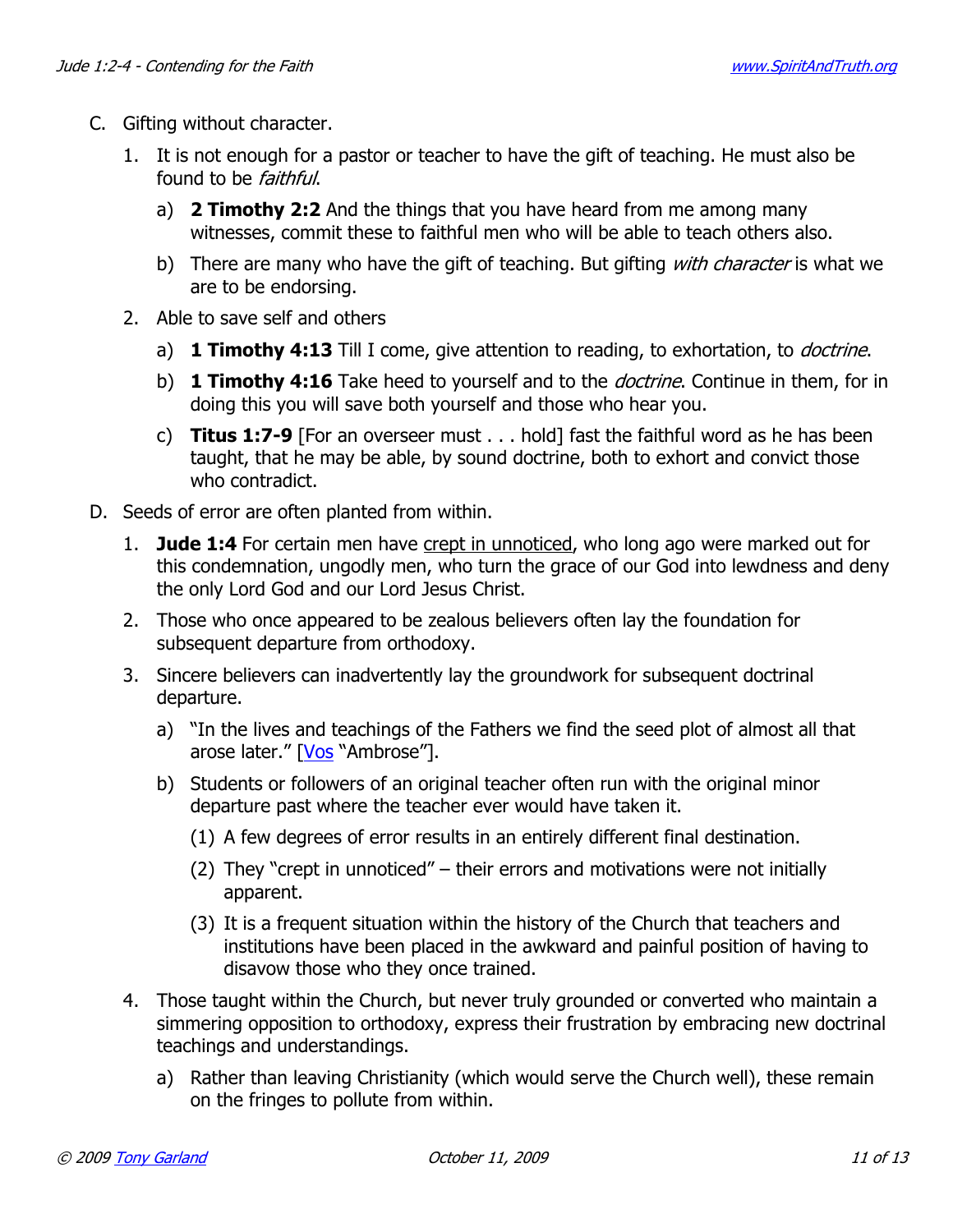C. Gifting without character.

   1. It is not enough for a pastor or teacher to have the gift of teaching. He must also be found to be *faithful*.

      a) **2 Timothy 2:2** And the things that you have heard from me among many witnesses, commit these to faithful men who will be able to teach others also.

      b) There are many who have the gift of teaching. But gifting *with character* is what we are to be endorsing.

   2. Able to save self and others

      a) **1 Timothy 4:13** Till I come, give attention to reading, to exhortation, to *doctrine*.

      b) **1 Timothy 4:16** Take heed to yourself and to the *doctrine*. Continue in them, for in doing this you will save both yourself and those who hear you.

      c) **Titus 1:7-9** [For an overseer must . . . hold] fast the faithful word as he has been taught, that he may be able, by sound doctrine, both to exhort and convict those who contradict.

D. Seeds of error are often planted from within.

   1. **Jude 1:4** For certain men have <u>crept in unnoticed</u>, who long ago were marked out for this condemnation, ungodly men, who turn the grace of our God into lewdness and deny the only Lord God and our Lord Jesus Christ.

   2. Those who once appeared to be zealous believers often lay the foundation for subsequent departure from orthodoxy.

   3. Sincere believers can inadvertently lay the groundwork for subsequent doctrinal departure.

      a) "In the lives and teachings of the Fathers we find the seed plot of almost all that arose later." [Vos "Ambrose"].

      b) Students or followers of an original teacher often run with the original minor departure past where the teacher ever would have taken it.

         (1) A few degrees of error results in an entirely different final destination.

         (2) They "crept in unnoticed" – their errors and motivations were not initially apparent.

         (3) It is a frequent situation within the history of the Church that teachers and institutions have been placed in the awkward and painful position of having to disavow those who they once trained.

   4. Those taught within the Church, but never truly grounded or converted who maintain a simmering opposition to orthodoxy, express their frustration by embracing new doctrinal teachings and understandings.

      a) Rather than leaving Christianity (which would serve the Church well), these remain on the fringes to pollute from within.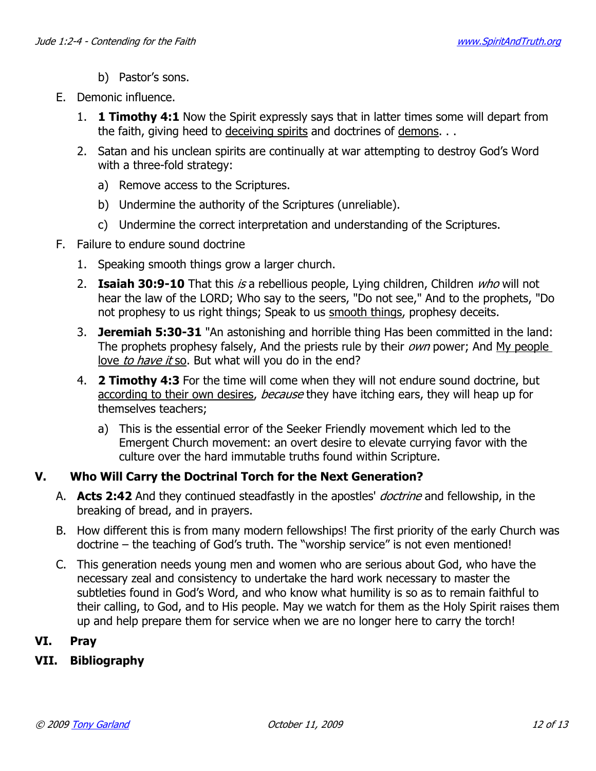b) Pastor's sons.

E. Demonic influence.

1. **1 Timothy 4:1** Now the Spirit expressly says that in latter times some will depart from the faith, giving heed to <u>deceiving spirits</u> and doctrines of <u>demons</u>. . .

2. Satan and his unclean spirits are continually at war attempting to destroy God's Word with a three-fold strategy:

    a) Remove access to the Scriptures.

    b) Undermine the authority of the Scriptures (unreliable).

    c) Undermine the correct interpretation and understanding of the Scriptures.

F. Failure to endure sound doctrine

1. Speaking smooth things grow a larger church.

2. **Isaiah 30:9-10** That this *is* a rebellious people, Lying children, Children *who* will not hear the law of the LORD; Who say to the seers, "Do not see," And to the prophets, "Do not prophesy to us right things; Speak to us <u>smooth things</u>, prophesy deceits.

3. **Jeremiah 5:30-31** "An astonishing and horrible thing Has been committed in the land: The prophets prophesy falsely, And the priests rule by their *own* power; And <u>My people love *to have it* so</u>. But what will you do in the end?

4. **2 Timothy 4:3** For the time will come when they will not endure sound doctrine, but <u>according to their own desires</u>, *because* they have itching ears, they will heap up for themselves teachers;

    a) This is the essential error of the Seeker Friendly movement which led to the Emergent Church movement: an overt desire to elevate currying favor with the culture over the hard immutable truths found within Scripture.

## V. Who Will Carry the Doctrinal Torch for the Next Generation?

A. **Acts 2:42** And they continued steadfastly in the apostles' *doctrine* and fellowship, in the breaking of bread, and in prayers.

B. How different this is from many modern fellowships! The first priority of the early Church was doctrine – the teaching of God's truth. The "worship service" is not even mentioned!

C. This generation needs young men and women who are serious about God, who have the necessary zeal and consistency to undertake the hard work necessary to master the subtleties found in God's Word, and who know what humility is so as to remain faithful to their calling, to God, and to His people. May we watch for them as the Holy Spirit raises them up and help prepare them for service when we are no longer here to carry the torch!

## VI. Pray

## VII. Bibliography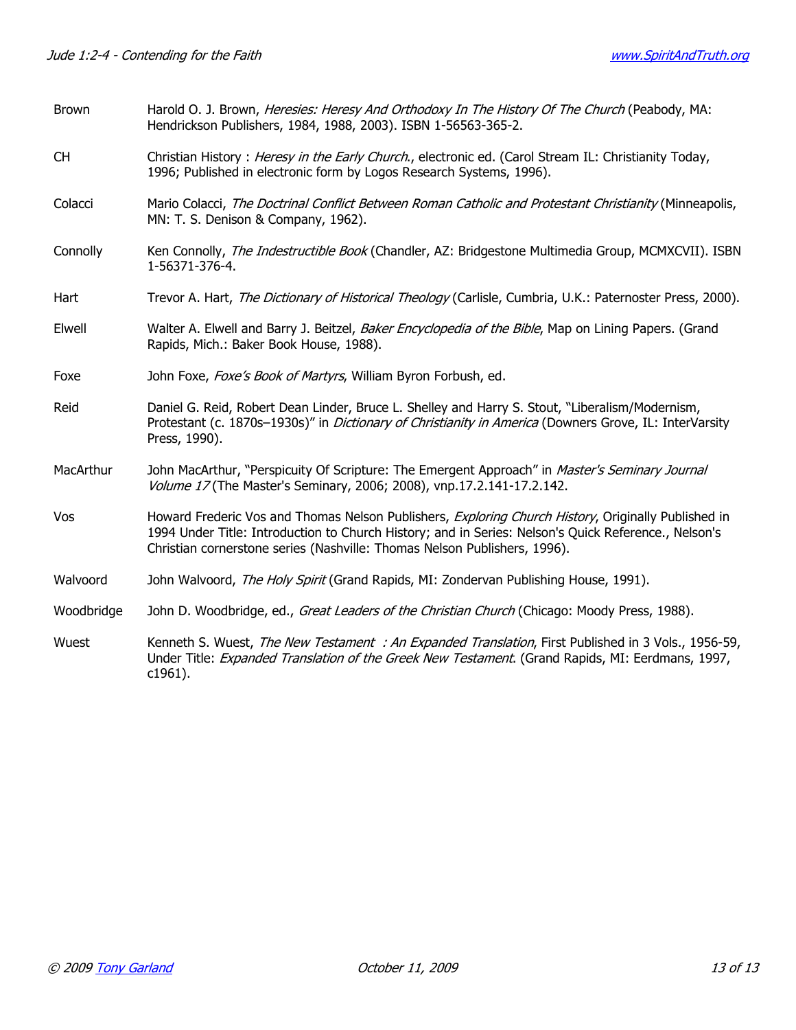| | |
|---|---|
| Brown | Harold O. J. Brown, *Heresies: Heresy And Orthodoxy In The History Of The Church* (Peabody, MA: Hendrickson Publishers, 1984, 1988, 2003). ISBN 1-56563-365-2. |
| CH | Christian History : *Heresy in the Early Church.*, electronic ed. (Carol Stream IL: Christianity Today, 1996; Published in electronic form by Logos Research Systems, 1996). |
| Colacci | Mario Colacci, *The Doctrinal Conflict Between Roman Catholic and Protestant Christianity* (Minneapolis, MN: T. S. Denison & Company, 1962). |
| Connolly | Ken Connolly, *The Indestructible Book* (Chandler, AZ: Bridgestone Multimedia Group, MCMXCVII). ISBN 1-56371-376-4. |
| Hart | Trevor A. Hart, *The Dictionary of Historical Theology* (Carlisle, Cumbria, U.K.: Paternoster Press, 2000). |
| Elwell | Walter A. Elwell and Barry J. Beitzel, *Baker Encyclopedia of the Bible*, Map on Lining Papers. (Grand Rapids, Mich.: Baker Book House, 1988). |
| Foxe | John Foxe, *Foxe's Book of Martyrs*, William Byron Forbush, ed. |
| Reid | Daniel G. Reid, Robert Dean Linder, Bruce L. Shelley and Harry S. Stout, "Liberalism/Modernism, Protestant (c. 1870s–1930s)" in *Dictionary of Christianity in America* (Downers Grove, IL: InterVarsity Press, 1990). |
| MacArthur | John MacArthur, "Perspicuity Of Scripture: The Emergent Approach" in *Master's Seminary Journal Volume 17* (The Master's Seminary, 2006; 2008), vnp.17.2.141-17.2.142. |
| Vos | Howard Frederic Vos and Thomas Nelson Publishers, *Exploring Church History*, Originally Published in 1994 Under Title: Introduction to Church History; and in Series: Nelson's Quick Reference., Nelson's Christian cornerstone series (Nashville: Thomas Nelson Publishers, 1996). |
| Walvoord | John Walvoord, *The Holy Spirit* (Grand Rapids, MI: Zondervan Publishing House, 1991). |
| Woodbridge | John D. Woodbridge, ed., *Great Leaders of the Christian Church* (Chicago: Moody Press, 1988). |
| Wuest | Kenneth S. Wuest, *The New Testament : An Expanded Translation*, First Published in 3 Vols., 1956-59, Under Title: *Expanded Translation of the Greek New Testament*. (Grand Rapids, MI: Eerdmans, 1997, c1961). |